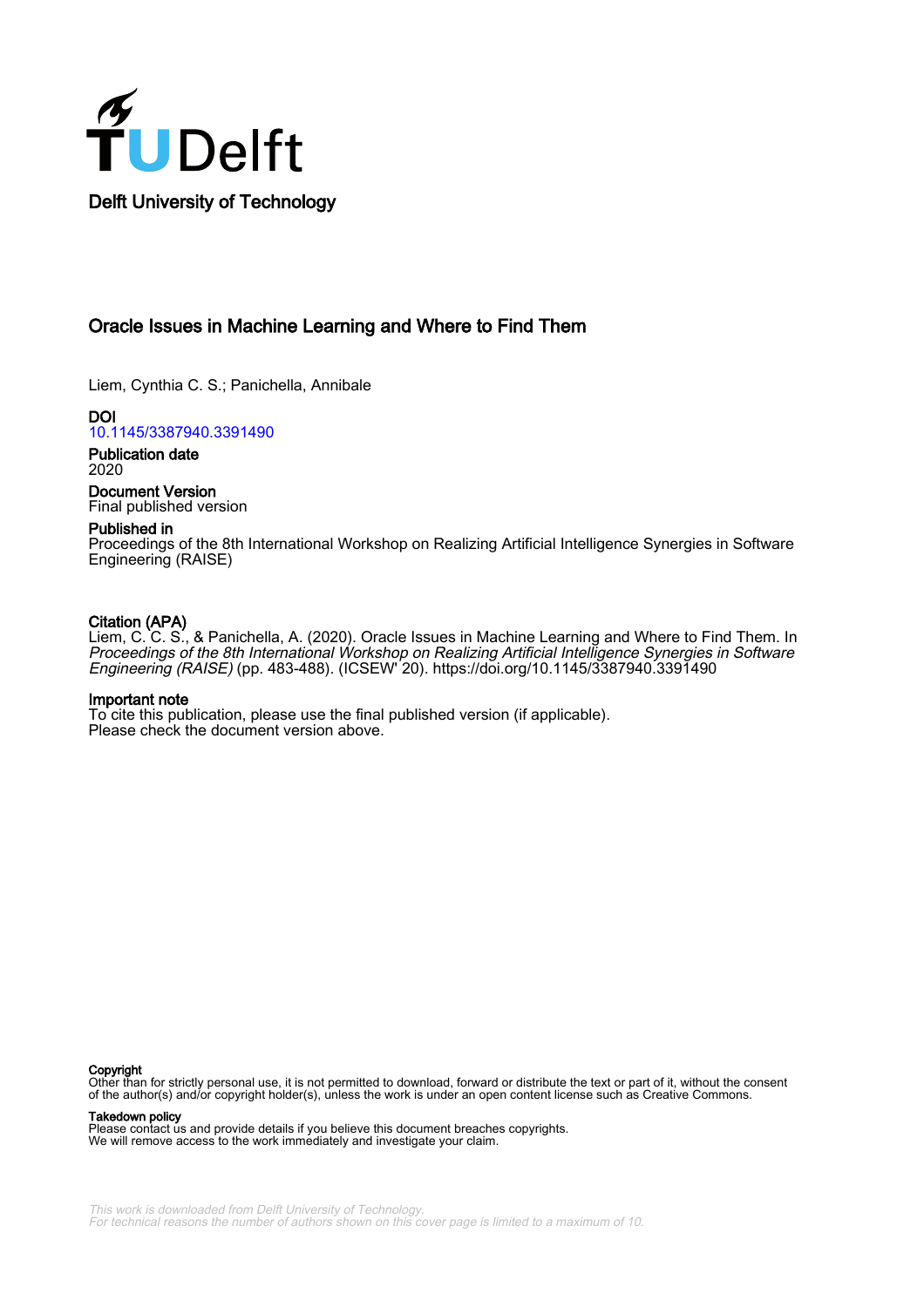Delft University of Technology

# Oracle Issues in Machine Learning and Where to Find Them

Liem, Cynthia C. S.; Panichella, Annibale

**DOI**
10.1145/3387940.3391490

**Publication date**
2020

**Document Version**
Final published version

**Published in**
Proceedings of the 8th International Workshop on Realizing Artificial Intelligence Synergies in Software Engineering (RAISE)

**Citation (APA)**
Liem, C. C. S., & Panichella, A. (2020). Oracle Issues in Machine Learning and Where to Find Them. In *Proceedings of the 8th International Workshop on Realizing Artificial Intelligence Synergies in Software Engineering (RAISE)* (pp. 483-488). (ICSEW' 20). https://doi.org/10.1145/3387940.3391490

**Important note**
To cite this publication, please use the final published version (if applicable).
Please check the document version above.

**Copyright**
Other than for strictly personal use, it is not permitted to download, forward or distribute the text or part of it, without the consent of the author(s) and/or copyright holder(s), unless the work is under an open content license such as Creative Commons.

**Takedown policy**
Please contact us and provide details if you believe this document breaches copyrights.
We will remove access to the work immediately and investigate your claim.

*This work is downloaded from Delft University of Technology.*
*For technical reasons the number of authors shown on this cover page is limited to a maximum of 10.*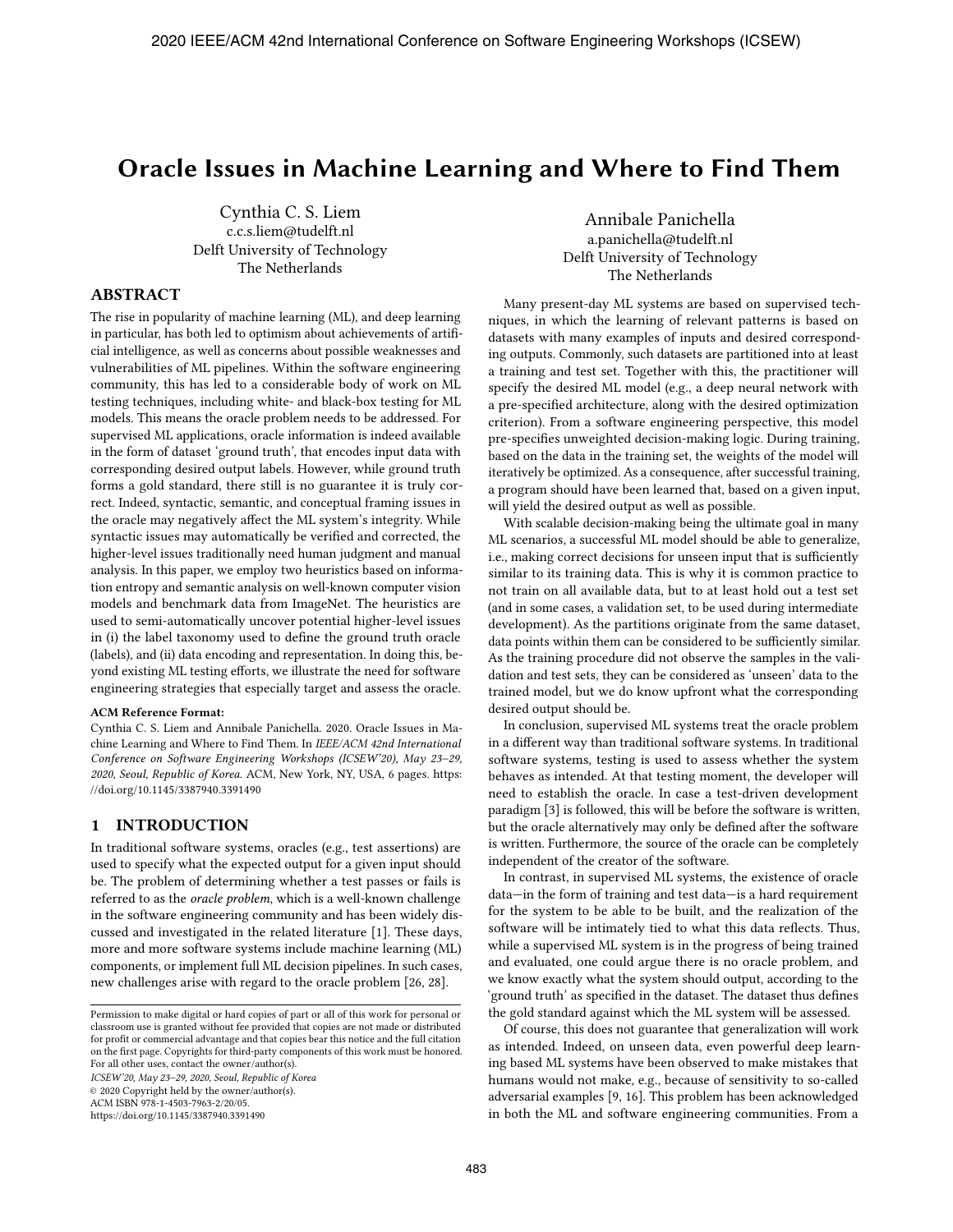# Oracle Issues in Machine Learning and Where to Find Them

Cynthia C. S. Liem
c.c.s.liem@tudelft.nl
Delft University of Technology
The Netherlands

Annibale Panichella
a.panichella@tudelft.nl
Delft University of Technology
The Netherlands

## ABSTRACT

The rise in popularity of machine learning (ML), and deep learning in particular, has both led to optimism about achievements of artificial intelligence, as well as concerns about possible weaknesses and vulnerabilities of ML pipelines. Within the software engineering community, this has led to a considerable body of work on ML testing techniques, including white- and black-box testing for ML models. This means the oracle problem needs to be addressed. For supervised ML applications, oracle information is indeed available in the form of dataset 'ground truth', that encodes input data with corresponding desired output labels. However, while ground truth forms a gold standard, there still is no guarantee it is truly correct. Indeed, syntactic, semantic, and conceptual framing issues in the oracle may negatively affect the ML system's integrity. While syntactic issues may automatically be verified and corrected, the higher-level issues traditionally need human judgment and manual analysis. In this paper, we employ two heuristics based on information entropy and semantic analysis on well-known computer vision models and benchmark data from ImageNet. The heuristics are used to semi-automatically uncover potential higher-level issues in (i) the label taxonomy used to define the ground truth oracle (labels), and (ii) data encoding and representation. In doing this, beyond existing ML testing efforts, we illustrate the need for software engineering strategies that especially target and assess the oracle.

**ACM Reference Format:**
Cynthia C. S. Liem and Annibale Panichella. 2020. Oracle Issues in Machine Learning and Where to Find Them. In *IEEE/ACM 42nd International Conference on Software Engineering Workshops (ICSEW'20), May 23–29, 2020, Seoul, Republic of Korea.* ACM, New York, NY, USA, 6 pages. https://doi.org/10.1145/3387940.3391490

## 1 INTRODUCTION

In traditional software systems, oracles (e.g., test assertions) are used to specify what the expected output for a given input should be. The problem of determining whether a test passes or fails is referred to as the *oracle problem*, which is a well-known challenge in the software engineering community and has been widely discussed and investigated in the related literature [1]. These days, more and more software systems include machine learning (ML) components, or implement full ML decision pipelines. In such cases, new challenges arise with regard to the oracle problem [26, 28].

Permission to make digital or hard copies of part or all of this work for personal or classroom use is granted without fee provided that copies are not made or distributed for profit or commercial advantage and that copies bear this notice and the full citation on the first page. Copyrights for third-party components of this work must be honored. For all other uses, contact the owner/author(s).
*ICSEW'20, May 23–29, 2020, Seoul, Republic of Korea*
© 2020 Copyright held by the owner/author(s).
ACM ISBN 978-1-4503-7963-2/20/05.
https://doi.org/10.1145/3387940.3391490

Many present-day ML systems are based on supervised techniques, in which the learning of relevant patterns is based on datasets with many examples of inputs and desired corresponding outputs. Commonly, such datasets are partitioned into at least a training and test set. Together with this, the practitioner will specify the desired ML model (e.g., a deep neural network with a pre-specified architecture, along with the desired optimization criterion). From a software engineering perspective, this model pre-specifies unweighted decision-making logic. During training, based on the data in the training set, the weights of the model will iteratively be optimized. As a consequence, after successful training, a program should have been learned that, based on a given input, will yield the desired output as well as possible.

With scalable decision-making being the ultimate goal in many ML scenarios, a successful ML model should be able to generalize, i.e., making correct decisions for unseen input that is sufficiently similar to its training data. This is why it is common practice to not train on all available data, but to at least hold out a test set (and in some cases, a validation set, to be used during intermediate development). As the partitions originate from the same dataset, data points within them can be considered to be sufficiently similar. As the training procedure did not observe the samples in the validation and test sets, they can be considered as 'unseen' data to the trained model, but we do know upfront what the corresponding desired output should be.

In conclusion, supervised ML systems treat the oracle problem in a different way than traditional software systems. In traditional software systems, testing is used to assess whether the system behaves as intended. At that testing moment, the developer will need to establish the oracle. In case a test-driven development paradigm [3] is followed, this will be before the software is written, but the oracle alternatively may only be defined after the software is written. Furthermore, the source of the oracle can be completely independent of the creator of the software.

In contrast, in supervised ML systems, the existence of oracle data—in the form of training and test data—is a hard requirement for the system to be able to be built, and the realization of the software will be intimately tied to what this data reflects. Thus, while a supervised ML system is in the progress of being trained and evaluated, one could argue there is no oracle problem, and we know exactly what the system should output, according to the 'ground truth' as specified in the dataset. The dataset thus defines the gold standard against which the ML system will be assessed.

Of course, this does not guarantee that generalization will work as intended. Indeed, on unseen data, even powerful deep learning based ML systems have been observed to make mistakes that humans would not make, e.g., because of sensitivity to so-called adversarial examples [9, 16]. This problem has been acknowledged in both the ML and software engineering communities. From a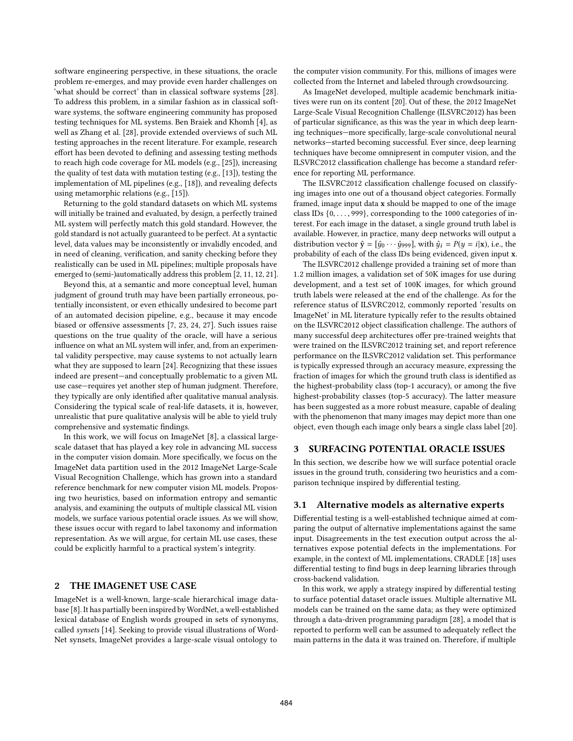software engineering perspective, in these situations, the oracle problem re-emerges, and may provide even harder challenges on 'what should be correct' than in classical software systems [28]. To address this problem, in a similar fashion as in classical software systems, the software engineering community has proposed testing techniques for ML systems. Ben Braiek and Khomh [4], as well as Zhang et al. [28], provide extended overviews of such ML testing approaches in the recent literature. For example, research effort has been devoted to defining and assessing testing methods to reach high code coverage for ML models (e.g., [25]), increasing the quality of test data with mutation testing (e.g., [13]), testing the implementation of ML pipelines (e.g., [18]), and revealing defects using metamorphic relations (e.g., [15]).

Returning to the gold standard datasets on which ML systems will initially be trained and evaluated, by design, a perfectly trained ML system will perfectly match this gold standard. However, the gold standard is not actually guaranteed to be perfect. At a syntactic level, data values may be inconsistently or invalidly encoded, and in need of cleaning, verification, and sanity checking before they realistically can be used in ML pipelines; multiple proposals have emerged to (semi-)automatically address this problem [2, 11, 12, 21].

Beyond this, at a semantic and more conceptual level, human judgment of ground truth may have been partially erroneous, potentially inconsistent, or even ethically undesired to become part of an automated decision pipeline, e.g., because it may encode biased or offensive assessments [7, 23, 24, 27]. Such issues raise questions on the true quality of the oracle, will have a serious influence on what an ML system will infer, and, from an experimental validity perspective, may cause systems to not actually learn what they are supposed to learn [24]. Recognizing that these issues indeed are present—and conceptually problematic to a given ML use case—requires yet another step of human judgment. Therefore, they typically are only identified after qualitative manual analysis. Considering the typical scale of real-life datasets, it is, however, unrealistic that pure qualitative analysis will be able to yield truly comprehensive and systematic findings.

In this work, we will focus on ImageNet [8], a classical large-scale dataset that has played a key role in advancing ML success in the computer vision domain. More specifically, we focus on the ImageNet data partition used in the 2012 ImageNet Large-Scale Visual Recognition Challenge, which has grown into a standard reference benchmark for new computer vision ML models. Proposing two heuristics, based on information entropy and semantic analysis, and examining the outputs of multiple classical ML vision models, we surface various potential oracle issues. As we will show, these issues occur with regard to label taxonomy and information representation. As we will argue, for certain ML use cases, these could be explicitly harmful to a practical system's integrity.

## 2 THE IMAGENET USE CASE

ImageNet is a well-known, large-scale hierarchical image database [8]. It has partially been inspired by WordNet, a well-established lexical database of English words grouped in sets of synonyms, called *synsets* [14]. Seeking to provide visual illustrations of WordNet synsets, ImageNet provides a large-scale visual ontology to the computer vision community. For this, millions of images were collected from the Internet and labeled through crowdsourcing.

As ImageNet developed, multiple academic benchmark initiatives were run on its content [20]. Out of these, the 2012 ImageNet Large-Scale Visual Recognition Challenge (ILSVRC2012) has been of particular significance, as this was the year in which deep learning techniques—more specifically, large-scale convolutional neural networks—started becoming successful. Ever since, deep learning techniques have become omnipresent in computer vision, and the ILSVRC2012 classification challenge has become a standard reference for reporting ML performance.

The ILSVRC2012 classification challenge focused on classifying images into one out of a thousand object categories. Formally framed, image input data $\mathbf{x}$ should be mapped to one of the image class IDs $\{0, \ldots, 999\}$, corresponding to the 1000 categories of interest. For each image in the dataset, a single ground truth label is available. However, in practice, many deep networks will output a distribution vector $\hat{\mathbf{y}} = [\hat{y}_0 \cdots \hat{y}_{999}]$, with $\hat{y}_i = P(y = i|\mathbf{x})$, i.e., the probability of each of the class IDs being evidenced, given input $\mathbf{x}$.

The ILSVRC2012 challenge provided a training set of more than 1.2 million images, a validation set of 50K images for use during development, and a test set of 100K images, for which ground truth labels were released at the end of the challenge. As for the reference status of ILSVRC2012, commonly reported 'results on ImageNet' in ML literature typically refer to the results obtained on the ILSVRC2012 object classification challenge. The authors of many successful deep architectures offer pre-trained weights that were trained on the ILSVRC2012 training set, and report reference performance on the ILSVRC2012 validation set. This performance is typically expressed through an accuracy measure, expressing the fraction of images for which the ground truth class is identified as the highest-probability class (top-1 accuracy), or among the five highest-probability classes (top-5 accuracy). The latter measure has been suggested as a more robust measure, capable of dealing with the phenomenon that many images may depict more than one object, even though each image only bears a single class label [20].

## 3 SURFACING POTENTIAL ORACLE ISSUES

In this section, we describe how we will surface potential oracle issues in the ground truth, considering two heuristics and a comparison technique inspired by differential testing.

### 3.1 Alternative models as alternative experts

Differential testing is a well-established technique aimed at comparing the output of alternative implementations against the same input. Disagreements in the test execution output across the alternatives expose potential defects in the implementations. For example, in the context of ML implementations, CRADLE [18] uses differential testing to find bugs in deep learning libraries through cross-backend validation.

In this work, we apply a strategy inspired by differential testing to surface potential dataset oracle issues. Multiple alternative ML models can be trained on the same data; as they were optimized through a data-driven programming paradigm [28], a model that is reported to perform well can be assumed to adequately reflect the main patterns in the data it was trained on. Therefore, if multiple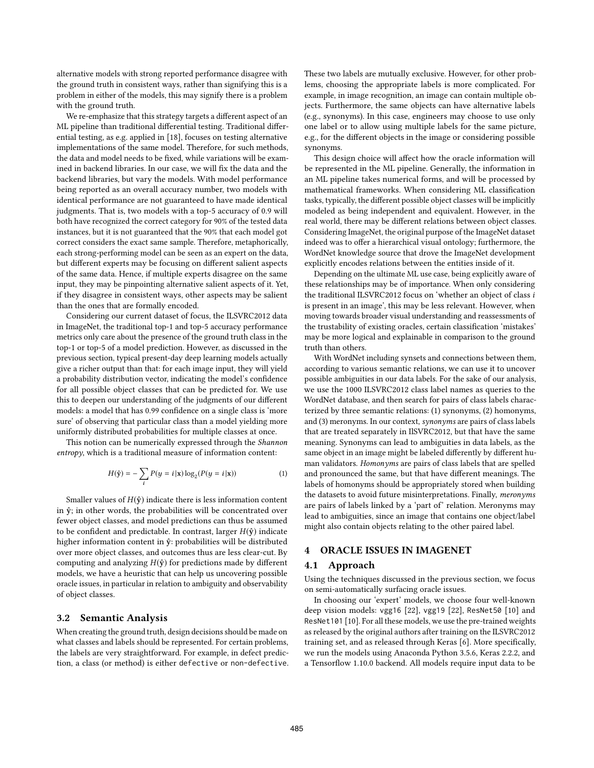alternative models with strong reported performance disagree with the ground truth in consistent ways, rather than signifying this is a problem in either of the models, this may signify there is a problem with the ground truth.

We re-emphasize that this strategy targets a different aspect of an ML pipeline than traditional differential testing. Traditional differential testing, as e.g. applied in [18], focuses on testing alternative implementations of the same model. Therefore, for such methods, the data and model needs to be fixed, while variations will be examined in backend libraries. In our case, we will fix the data and the backend libraries, but vary the models. With model performance being reported as an overall accuracy number, two models with identical performance are not guaranteed to have made identical judgments. That is, two models with a top-5 accuracy of 0.9 will both have recognized the correct category for 90% of the tested data instances, but it is not guaranteed that the 90% that each model got correct considers the exact same sample. Therefore, metaphorically, each strong-performing model can be seen as an expert on the data, but different experts may be focusing on different salient aspects of the same data. Hence, if multiple experts disagree on the same input, they may be pinpointing alternative salient aspects of it. Yet, if they disagree in consistent ways, other aspects may be salient than the ones that are formally encoded.

Considering our current dataset of focus, the ILSVRC2012 data in ImageNet, the traditional top-1 and top-5 accuracy performance metrics only care about the presence of the ground truth class in the top-1 or top-5 of a model prediction. However, as discussed in the previous section, typical present-day deep learning models actually give a richer output than that: for each image input, they will yield a probability distribution vector, indicating the model's confidence for all possible object classes that can be predicted for. We use this to deepen our understanding of the judgments of our different models: a model that has 0.99 confidence on a single class is 'more sure' of observing that particular class than a model yielding more uniformly distributed probabilities for multiple classes at once.

This notion can be numerically expressed through the *Shannon entropy*, which is a traditional measure of information content:

$$H(\hat{\mathbf{y}}) = -\sum_{i} P(y = i|\mathbf{x}) \log_2(P(y = i|\mathbf{x})) \tag{1}$$

Smaller values of $H(\hat{\mathbf{y}})$ indicate there is less information content in $\hat{\mathbf{y}}$; in other words, the probabilities will be concentrated over fewer object classes, and model predictions can thus be assumed to be confident and predictable. In contrast, larger $H(\hat{\mathbf{y}})$ indicate higher information content in $\hat{\mathbf{y}}$: probabilities will be distributed over more object classes, and outcomes thus are less clear-cut. By computing and analyzing $H(\hat{\mathbf{y}})$ for predictions made by different models, we have a heuristic that can help us uncovering possible oracle issues, in particular in relation to ambiguity and observability of object classes.

### 3.2 Semantic Analysis

When creating the ground truth, design decisions should be made on what classes and labels should be represented. For certain problems, the labels are very straightforward. For example, in defect prediction, a class (or method) is either `defective` or `non-defective`. These two labels are mutually exclusive. However, for other problems, choosing the appropriate labels is more complicated. For example, in image recognition, an image can contain multiple objects. Furthermore, the same objects can have alternative labels (e.g., synonyms). In this case, engineers may choose to use only one label or to allow using multiple labels for the same picture, e.g., for the different objects in the image or considering possible synonyms.

This design choice will affect how the oracle information will be represented in the ML pipeline. Generally, the information in an ML pipeline takes numerical forms, and will be processed by mathematical frameworks. When considering ML classification tasks, typically, the different possible object classes will be implicitly modeled as being independent and equivalent. However, in the real world, there may be different relations between object classes. Considering ImageNet, the original purpose of the ImageNet dataset indeed was to offer a hierarchical visual ontology; furthermore, the WordNet knowledge source that drove the ImageNet development explicitly encodes relations between the entities inside of it.

Depending on the ultimate ML use case, being explicitly aware of these relationships may be of importance. When only considering the traditional ILSVRC2012 focus on 'whether an object of class $i$ is present in an image', this may be less relevant. However, when moving towards broader visual understanding and reassessments of the trustability of existing oracles, certain classification 'mistakes' may be more logical and explainable in comparison to the ground truth than others.

With WordNet including synsets and connections between them, according to various semantic relations, we can use it to uncover possible ambiguities in our data labels. For the sake of our analysis, we use the 1000 ILSVRC2012 class label names as queries to the WordNet database, and then search for pairs of class labels characterized by three semantic relations: (1) synonyms, (2) homonyms, and (3) meronyms. In our context, *synonyms* are pairs of class labels that are treated separately in IlSVRC2012, but that have the same meaning. Synonyms can lead to ambiguities in data labels, as the same object in an image might be labeled differently by different human validators. *Homonyms* are pairs of class labels that are spelled and pronounced the same, but that have different meanings. The labels of homonyms should be appropriately stored when building the datasets to avoid future misinterpretations. Finally, *meronyms* are pairs of labels linked by a 'part of' relation. Meronyms may lead to ambiguities, since an image that contains one object/label might also contain objects relating to the other paired label.

## 4 ORACLE ISSUES IN IMAGENET

### 4.1 Approach

Using the techniques discussed in the previous section, we focus on semi-automatically surfacing oracle issues.

In choosing our 'expert' models, we choose four well-known deep vision models: `vgg16` [22], `vgg19` [22], `ResNet50` [10] and `ResNet101` [10]. For all these models, we use the pre-trained weights as released by the original authors after training on the ILSVRC2012 training set, and as released through Keras [6]. More specifically, we run the models using Anaconda Python 3.5.6, Keras 2.2.2, and a Tensorflow 1.10.0 backend. All models require input data to be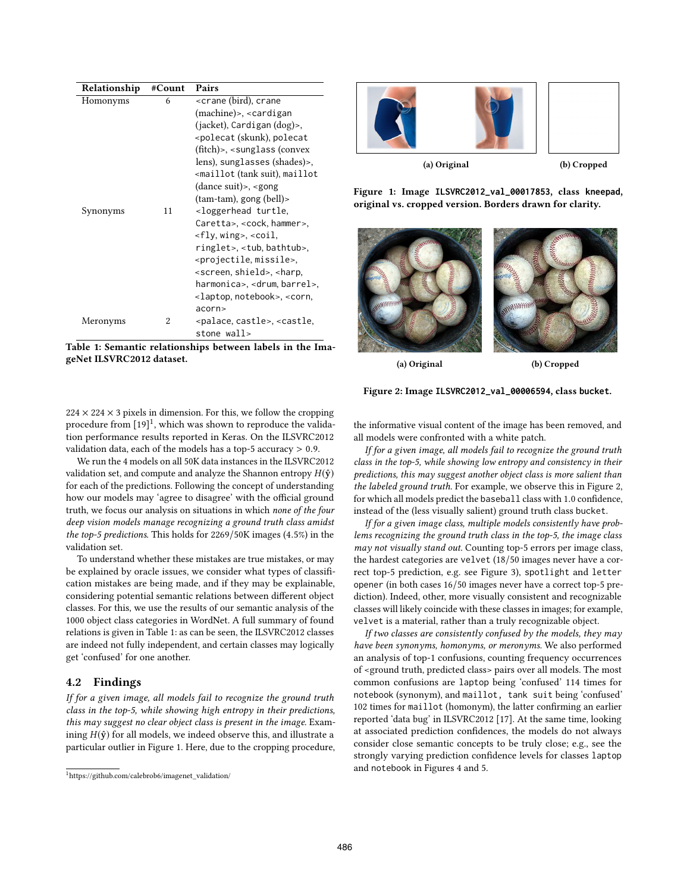| Relationship | #Count | Pairs |
|---|---|---|
| Homonyms | 6 | <crane (bird), crane (machine)>, <cardigan (jacket), Cardigan (dog)>, <polecat (skunk), polecat (fitch)>, <sunglass (convex lens), sunglasses (shades)>, <maillot (tank suit), maillot (dance suit)>, <gong (tam-tam), gong (bell)> |
| Synonyms | 11 | <loggerhead turtle, Caretta>, <cock, hammer>, <fly, wing>, <coil, ringlet>, <tub, bathtub>, <projectile, missile>, <screen, shield>, <harp, harmonica>, <drum, barrel>, <laptop, notebook>, <corn, acorn> |
| Meronyms | 2 | <palace, castle>, <castle, stone wall> |

**Table 1: Semantic relationships between labels in the ImageNet ILSVRC2012 dataset.**

$224 \times 224 \times 3$ pixels in dimension. For this, we follow the cropping procedure from [19][1], which was shown to reproduce the validation performance results reported in Keras. On the ILSVRC2012 validation data, each of the models has a top-5 accuracy > 0.9.

We run the 4 models on all 50K data instances in the ILSVRC2012 validation set, and compute and analyze the Shannon entropy $H(\hat{\mathbf{y}})$ for each of the predictions. Following the concept of understanding how our models may 'agree to disagree' with the official ground truth, we focus our analysis on situations in which *none of the four deep vision models manage recognizing a ground truth class amidst the top-5 predictions*. This holds for 2269/50K images (4.5%) in the validation set.

To understand whether these mistakes are true mistakes, or may be explained by oracle issues, we consider what types of classification mistakes are being made, and if they may be explainable, considering potential semantic relations between different object classes. For this, we use the results of our semantic analysis of the 1000 object class categories in WordNet. A full summary of found relations is given in Table 1: as can be seen, the ILSVRC2012 classes are indeed not fully independent, and certain classes may logically get 'confused' for one another.

### 4.2 Findings

*If for a given image, all models fail to recognize the ground truth class in the top-5, while showing high entropy in their predictions, this may suggest no clear object class is present in the image.* Examining $H(\hat{\mathbf{y}})$ for all models, we indeed observe this, and illustrate a particular outlier in Figure 1. Here, due to the cropping procedure, the informative visual content of the image has been removed, and all models were confronted with a white patch.

(a) Original (b) Cropped

**Figure 1: Image `ILSVRC2012_val_00017853`, class `kneepad`, original vs. cropped version. Borders drawn for clarity.**

(a) Original (b) Cropped

**Figure 2: Image `ILSVRC2012_val_00006594`, class `bucket`.**

*If for a given image, all models fail to recognize the ground truth class in the top-5, while showing low entropy and consistency in their predictions, this may suggest another object class is more salient than the labeled ground truth.* For example, we observe this in Figure 2, for which all models predict the `baseball` class with 1.0 confidence, instead of the (less visually salient) ground truth class `bucket`.

*If for a given image class, multiple models consistently have problems recognizing the ground truth class in the top-5, the image class may not visually stand out.* Counting top-5 errors per image class, the hardest categories are `velvet` (18/50 images never have a correct top-5 prediction, e.g. see Figure 3), `spotlight` and `letter opener` (in both cases 16/50 images never have a correct top-5 prediction). Indeed, other, more visually consistent and recognizable classes will likely coincide with these classes in images; for example, `velvet` is a material, rather than a truly recognizable object.

*If two classes are consistently confused by the models, they may have been synonyms, homonyms, or meronyms.* We also performed an analysis of top-1 confusions, counting frequency occurrences of <ground truth, predicted class> pairs over all models. The most common confusions are `laptop` being 'confused' 114 times for `notebook` (synonym), and `maillot, tank suit` being 'confused' 102 times for `maillot` (homonym), the latter confirming an earlier reported 'data bug' in ILSVRC2012 [17]. At the same time, looking at associated prediction confidences, the models do not always consider close semantic concepts to be truly close; e.g., see the strongly varying prediction confidence levels for classes `laptop` and `notebook` in Figures 4 and 5.

[1] https://github.com/calebrob6/imagenet_validation/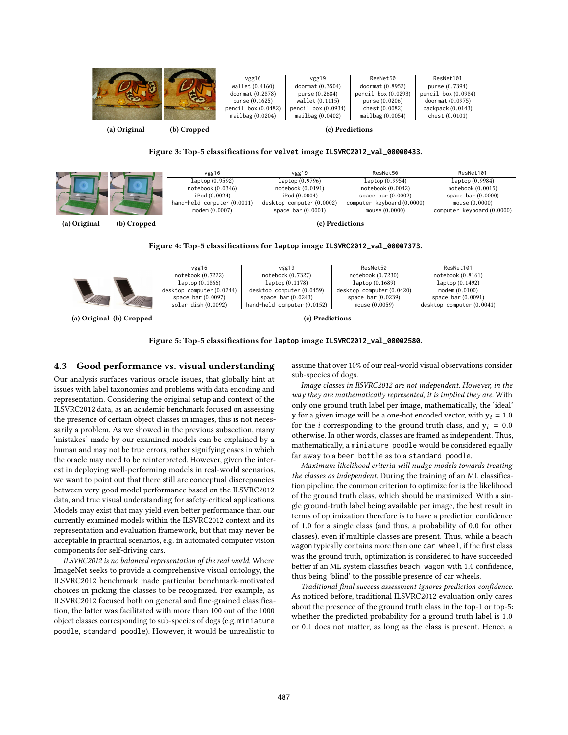| vgg16 | vgg19 | ResNet50 | ResNet101 |
|---|---|---|---|
| wallet (0.4160) | doormat (0.3504) | doormat (0.8952) | purse (0.7394) |
| doormat (0.2878) | purse (0.2684) | pencil box (0.0293) | pencil box (0.0984) |
| purse (0.1625) | wallet (0.1115) | purse (0.0206) | doormat (0.0975) |
| pencil box (0.0482) | pencil box (0.0934) | chest (0.0082) | backpack (0.0143) |
| mailbag (0.0204) | mailbag (0.0402) | mailbag (0.0054) | chest (0.0101) |

**(a) Original** **(b) Cropped** **(c) Predictions**

**Figure 3: Top-5 classifications for `velvet` image `ILSVRC2012_val_00000433`.**

| vgg16 | vgg19 | ResNet50 | ResNet101 |
|---|---|---|---|
| laptop (0.9592) | laptop (0.9796) | laptop (0.9954) | laptop (0.9984) |
| notebook (0.0346) | notebook (0.0191) | notebook (0.0042) | notebook (0.0015) |
| iPod (0.0024) | iPod (0.0004) | space bar (0.0002) | space bar (0.0000) |
| hand-held computer (0.0011) | desktop computer (0.0002) | computer keyboard (0.0000) | mouse (0.0000) |
| modem (0.0007) | space bar (0.0001) | mouse (0.0000) | computer keyboard (0.0000) |

**(a) Original** **(b) Cropped** **(c) Predictions**

**Figure 4: Top-5 classifications for `laptop` image `ILSVRC2012_val_00007373`.**

| vgg16 | vgg19 | ResNet50 | ResNet101 |
|---|---|---|---|
| notebook (0.7222) | notebook (0.7327) | notebook (0.7230) | notebook (0.8161) |
| laptop (0.1866) | laptop (0.1178) | laptop (0.1689) | laptop (0.1492) |
| desktop computer (0.0244) | desktop computer (0.0459) | desktop computer (0.0420) | modem (0.0100) |
| space bar (0.0097) | space bar (0.0243) | space bar (0.0239) | space bar (0.0091) |
| solar dish (0.0092) | hand-held computer (0.0152) | mouse (0.0059) | desktop computer (0.0041) |

**(a) Original** **(b) Cropped** **(c) Predictions**

**Figure 5: Top-5 classifications for `laptop` image `ILSVRC2012_val_00002580`.**

## 4.3 Good performance vs. visual understanding

Our analysis surfaces various oracle issues, that globally hint at issues with label taxonomies and problems with data encoding and representation. Considering the original setup and context of the ILSVRC2012 data, as an academic benchmark focused on assessing the presence of certain object classes in images, this is not necessarily a problem. As we showed in the previous subsection, many 'mistakes' made by our examined models can be explained by a human and may not be true errors, rather signifying cases in which the oracle may need to be reinterpreted. However, given the interest in deploying well-performing models in real-world scenarios, we want to point out that there still are conceptual discrepancies between very good model performance based on the ILSVRC2012 data, and true visual understanding for safety-critical applications. Models may exist that may yield even better performance than our currently examined models within the ILSVRC2012 context and its representation and evaluation framework, but that may never be acceptable in practical scenarios, e.g. in automated computer vision components for self-driving cars.

*ILSVRC2012 is no balanced representation of the real world.* Where ImageNet seeks to provide a comprehensive visual ontology, the ILSVRC2012 benchmark made particular benchmark-motivated choices in picking the classes to be recognized. For example, as ILSVRC2012 focused both on general and fine-grained classification, the latter was facilitated with more than 100 out of the 1000 object classes corresponding to sub-species of dogs (e.g. `miniature poodle`, `standard poodle`). However, it would be unrealistic to assume that over 10% of our real-world visual observations consider sub-species of dogs.

*Image classes in IlSVRC2012 are not independent. However, in the way they are mathematically represented, it is implied they are.* With only one ground truth label per image, mathematically, the 'ideal' $\mathbf{y}$ for a given image will be a one-hot encoded vector, with $\mathbf{y}_i = 1.0$ for the $i$ corresponding to the ground truth class, and $\mathbf{y}_i = 0.0$ otherwise. In other words, classes are framed as independent. Thus, mathematically, a `miniature poodle` would be considered equally far away to a `beer bottle` as to a `standard poodle`.

*Maximum likelihood criteria will nudge models towards treating the classes as independent.* During the training of an ML classification pipeline, the common criterion to optimize for is the likelihood of the ground truth class, which should be maximized. With a single ground-truth label being available per image, the best result in terms of optimization therefore is to have a prediction confidence of 1.0 for a single class (and thus, a probability of 0.0 for other classes), even if multiple classes are present. Thus, while a `beach wagon` typically contains more than one `car wheel`, if the first class was the ground truth, optimization is considered to have succeeded better if an ML system classifies `beach wagon` with 1.0 confidence, thus being 'blind' to the possible presence of car wheels.

*Traditional final success assessment ignores prediction confidence.* As noticed before, traditional ILSVRC2012 evaluation only cares about the presence of the ground truth class in the top-1 or top-5: whether the predicted probability for a ground truth label is 1.0 or 0.1 does not matter, as long as the class is present. Hence, a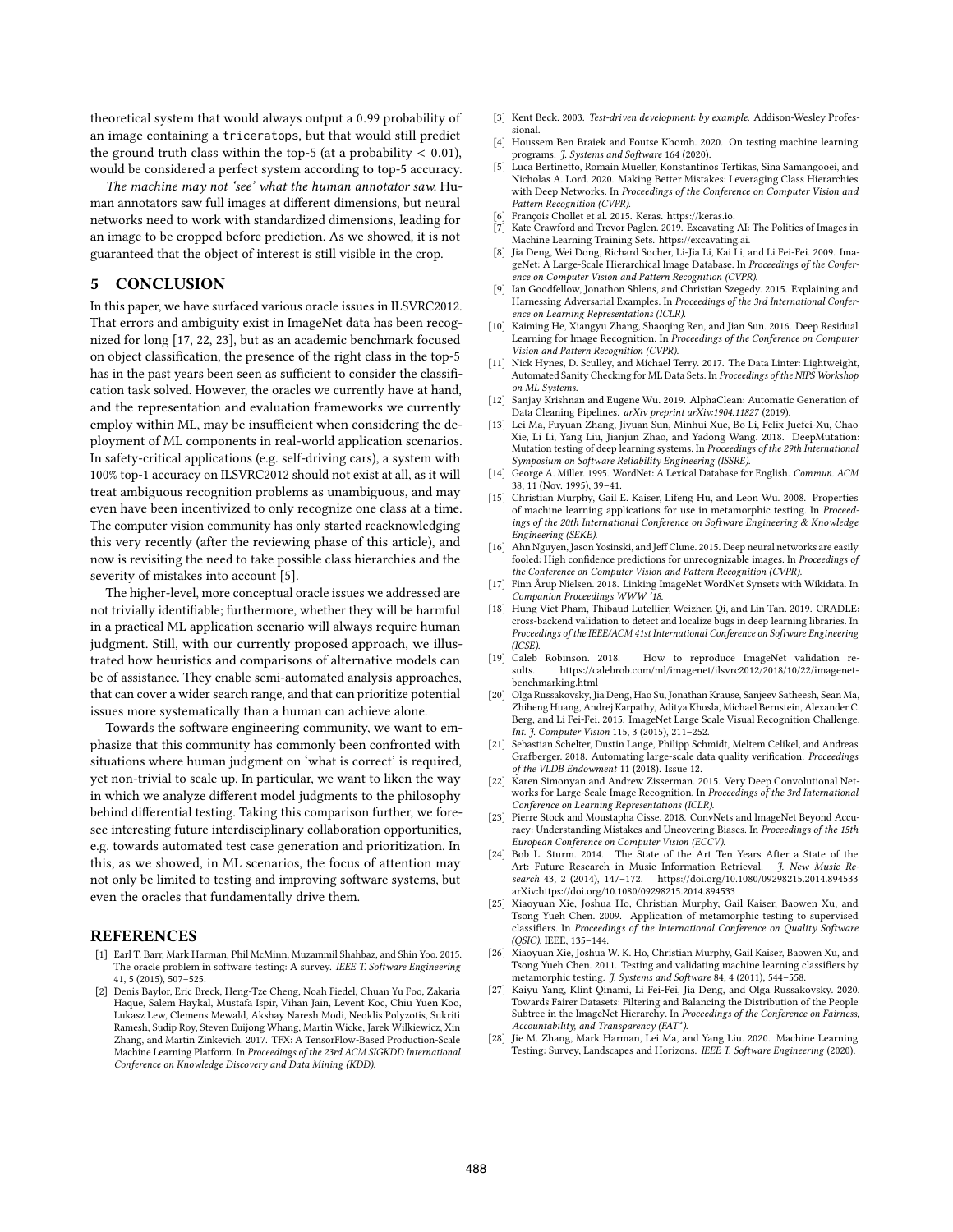theoretical system that would always output a 0.99 probability of an image containing a triceratops, but that would still predict the ground truth class within the top-5 (at a probability < 0.01), would be considered a perfect system according to top-5 accuracy.

*The machine may not 'see' what the human annotator saw.* Human annotators saw full images at different dimensions, but neural networks need to work with standardized dimensions, leading for an image to be cropped before prediction. As we showed, it is not guaranteed that the object of interest is still visible in the crop.

## 5 CONCLUSION

In this paper, we have surfaced various oracle issues in ILSVRC2012. That errors and ambiguity exist in ImageNet data has been recognized for long [17, 22, 23], but as an academic benchmark focused on object classification, the presence of the right class in the top-5 has in the past years been seen as sufficient to consider the classification task solved. However, the oracles we currently have at hand, and the representation and evaluation frameworks we currently employ within ML, may be insufficient when considering the deployment of ML components in real-world application scenarios. In safety-critical applications (e.g. self-driving cars), a system with 100% top-1 accuracy on ILSVRC2012 should not exist at all, as it will treat ambiguous recognition problems as unambiguous, and may even have been incentivized to only recognize one class at a time. The computer vision community has only started reacknowledging this very recently (after the reviewing phase of this article), and now is revisiting the need to take possible class hierarchies and the severity of mistakes into account [5].

The higher-level, more conceptual oracle issues we addressed are not trivially identifiable; furthermore, whether they will be harmful in a practical ML application scenario will always require human judgment. Still, with our currently proposed approach, we illustrated how heuristics and comparisons of alternative models can be of assistance. They enable semi-automated analysis approaches, that can cover a wider search range, and that can prioritize potential issues more systematically than a human can achieve alone.

Towards the software engineering community, we want to emphasize that this community has commonly been confronted with situations where human judgment on 'what is correct' is required, yet non-trivial to scale up. In particular, we want to liken the way in which we analyze different model judgments to the philosophy behind differential testing. Taking this comparison further, we foresee interesting future interdisciplinary collaboration opportunities, e.g. towards automated test case generation and prioritization. In this, as we showed, in ML scenarios, the focus of attention may not only be limited to testing and improving software systems, but even the oracles that fundamentally drive them.

## REFERENCES

[1] Earl T. Barr, Mark Harman, Phil McMinn, Muzammil Shahbaz, and Shin Yoo. 2015. The oracle problem in software testing: A survey. *IEEE T. Software Engineering* 41, 5 (2015), 507–525.

[2] Denis Baylor, Eric Breck, Heng-Tze Cheng, Noah Fiedel, Chuan Yu Foo, Zakaria Haque, Salem Haykal, Mustafa Ispir, Vihan Jain, Levent Koc, Chiu Yuen Koo, Lukasz Lew, Clemens Mewald, Akshay Naresh Modi, Neoklis Polyzotis, Sukriti Ramesh, Sudip Roy, Steven Euijong Whang, Martin Wicke, Jarek Wilkiewicz, Xin Zhang, and Martin Zinkevich. 2017. TFX: A TensorFlow-Based Production-Scale Machine Learning Platform. In *Proceedings of the 23rd ACM SIGKDD International Conference on Knowledge Discovery and Data Mining (KDD).*

[3] Kent Beck. 2003. *Test-driven development: by example.* Addison-Wesley Professional.

[4] Houssem Ben Braiek and Foutse Khomh. 2020. On testing machine learning programs. *J. Systems and Software* 164 (2020).

[5] Luca Bertinetto, Romain Mueller, Konstantinos Tertikas, Sina Samangooei, and Nicholas A. Lord. 2020. Making Better Mistakes: Leveraging Class Hierarchies with Deep Networks. In *Proceedings of the Conference on Computer Vision and Pattern Recognition (CVPR).*

[6] François Chollet et al. 2015. Keras. https://keras.io.

[7] Kate Crawford and Trevor Paglen. 2019. Excavating AI: The Politics of Images in Machine Learning Training Sets. https://excavating.ai.

[8] Jia Deng, Wei Dong, Richard Socher, Li-Jia Li, Kai Li, and Li Fei-Fei. 2009. ImageNet: A Large-Scale Hierarchical Image Database. In *Proceedings of the Conference on Computer Vision and Pattern Recognition (CVPR).*

[9] Ian Goodfellow, Jonathon Shlens, and Christian Szegedy. 2015. Explaining and Harnessing Adversarial Examples. In *Proceedings of the 3rd International Conference on Learning Representations (ICLR).*

[10] Kaiming He, Xiangyu Zhang, Shaoqing Ren, and Jian Sun. 2016. Deep Residual Learning for Image Recognition. In *Proceedings of the Conference on Computer Vision and Pattern Recognition (CVPR).*

[11] Nick Hynes, D. Sculley, and Michael Terry. 2017. The Data Linter: Lightweight, Automated Sanity Checking for ML Data Sets. In *Proceedings of the NIPS Workshop on ML Systems.*

[12] Sanjay Krishnan and Eugene Wu. 2019. AlphaClean: Automatic Generation of Data Cleaning Pipelines. *arXiv preprint arXiv:1904.11827* (2019).

[13] Lei Ma, Fuyuan Zhang, Jiyuan Sun, Minhui Xue, Bo Li, Felix Juefei-Xu, Chao Xie, Li Li, Yang Liu, Jianjun Zhao, and Yadong Wang. 2018. DeepMutation: Mutation testing of deep learning systems. In *Proceedings of the 29th International Symposium on Software Reliability Engineering (ISSRE).*

[14] George A. Miller. 1995. WordNet: A Lexical Database for English. *Commun. ACM* 38, 11 (Nov. 1995), 39–41.

[15] Christian Murphy, Gail E. Kaiser, Lifeng Hu, and Leon Wu. 2008. Properties of machine learning applications for use in metamorphic testing. In *Proceedings of the 20th International Conference on Software Engineering & Knowledge Engineering (SEKE).*

[16] Ahn Nguyen, Jason Yosinski, and Jeff Clune. 2015. Deep neural networks are easily fooled: High confidence predictions for unrecognizable images. In *Proceedings of the Conference on Computer Vision and Pattern Recognition (CVPR).*

[17] Finn Årup Nielsen. 2018. Linking ImageNet WordNet Synsets with Wikidata. In *Companion Proceedings WWW '18.*

[18] Hung Viet Pham, Thibaud Lutellier, Weizhen Qi, and Lin Tan. 2019. CRADLE: cross-backend validation to detect and localize bugs in deep learning libraries. In *Proceedings of the IEEE/ACM 41st International Conference on Software Engineering (ICSE).*

[19] Caleb Robinson. 2018. How to reproduce ImageNet validation results. https://calebrob.com/ml/imagenet/ilsvrc2012/2018/10/22/imagenet-benchmarking.html

[20] Olga Russakovsky, Jia Deng, Hao Su, Jonathan Krause, Sanjeev Satheesh, Sean Ma, Zhiheng Huang, Andrej Karpathy, Aditya Khosla, Michael Bernstein, Alexander C. Berg, and Li Fei-Fei. 2015. ImageNet Large Scale Visual Recognition Challenge. *Int. J. Computer Vision* 115, 3 (2015), 211–252.

[21] Sebastian Schelter, Dustin Lange, Philipp Schmidt, Meltem Celikel, and Andreas Grafberger. 2018. Automating large-scale data quality verification. *Proceedings of the VLDB Endowment* 11 (2018). Issue 12.

[22] Karen Simonyan and Andrew Zisserman. 2015. Very Deep Convolutional Networks for Large-Scale Image Recognition. In *Proceedings of the 3rd International Conference on Learning Representations (ICLR).*

[23] Pierre Stock and Moustapha Cisse. 2018. ConvNets and ImageNet Beyond Accuracy: Understanding Mistakes and Uncovering Biases. In *Proceedings of the 15th European Conference on Computer Vision (ECCV).*

[24] Bob L. Sturm. 2014. The State of the Art Ten Years After a State of the Art: Future Research in Music Information Retrieval. *J. New Music Research* 43, 2 (2014), 147–172. https://doi.org/10.1080/09298215.2014.894533 arXiv:https://doi.org/10.1080/09298215.2014.894533

[25] Xiaoyuan Xie, Joshua Ho, Christian Murphy, Gail Kaiser, Baowen Xu, and Tsong Yueh Chen. 2009. Application of metamorphic testing to supervised classifiers. In *Proceedings of the International Conference on Quality Software (QSIC).* IEEE, 135–144.

[26] Xiaoyuan Xie, Joshua W. K. Ho, Christian Murphy, Gail Kaiser, Baowen Xu, and Tsong Yueh Chen. 2011. Testing and validating machine learning classifiers by metamorphic testing. *J. Systems and Software* 84, 4 (2011), 544–558.

[27] Kaiyu Yang, Klint Qinami, Li Fei-Fei, Jia Deng, and Olga Russakovsky. 2020. Towards Fairer Datasets: Filtering and Balancing the Distribution of the People Subtree in the ImageNet Hierarchy. In *Proceedings of the Conference on Fairness, Accountability, and Transparency (FAT\*).*

[28] Jie M. Zhang, Mark Harman, Lei Ma, and Yang Liu. 2020. Machine Learning Testing: Survey, Landscapes and Horizons. *IEEE T. Software Engineering* (2020).